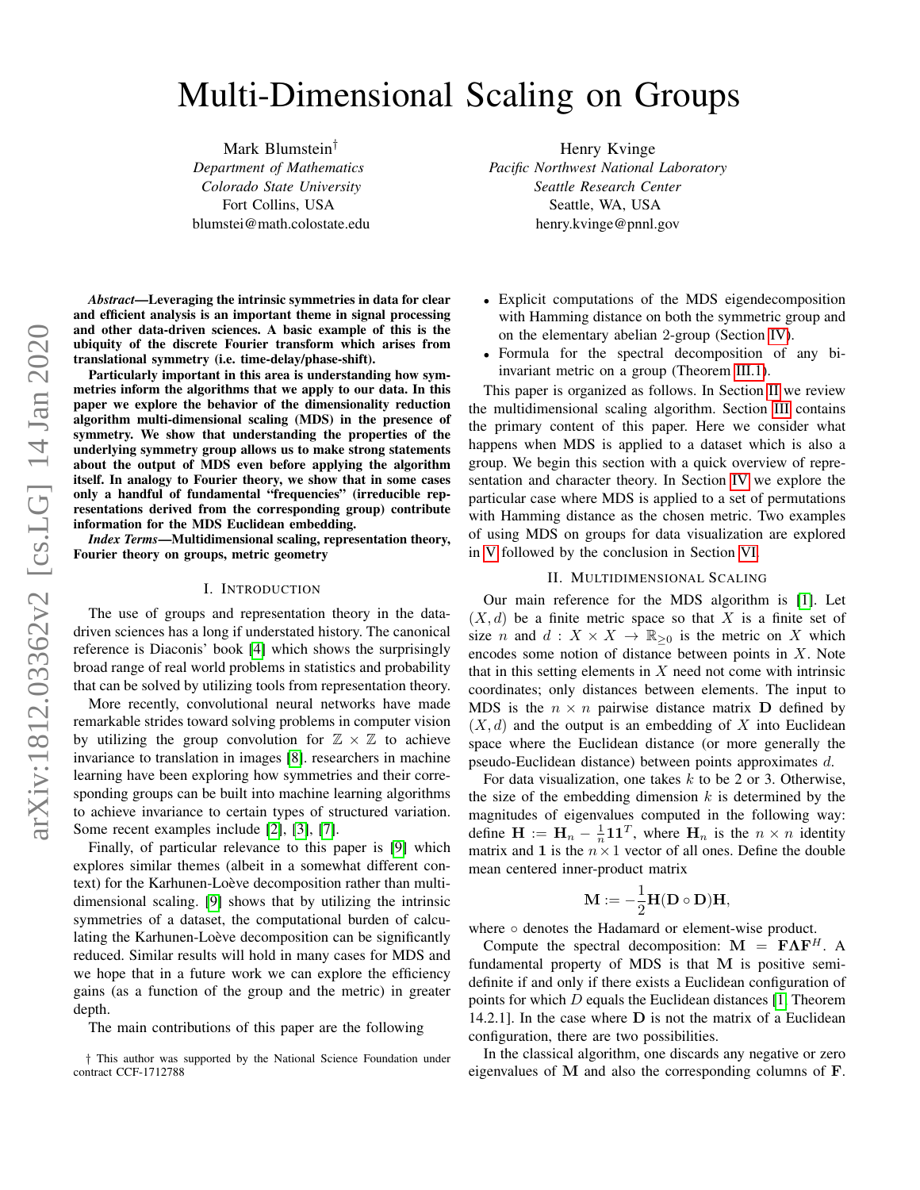# Multi-Dimensional Scaling on Groups

Mark Blumstein†
*Department of Mathematics*
*Colorado State University*
Fort Collins, USA
blumstei@math.colostate.edu

Henry Kvinge
*Pacific Northwest National Laboratory*
*Seattle Research Center*
Seattle, WA, USA
henry.kvinge@pnnl.gov

***Abstract*—Leveraging the intrinsic symmetries in data for clear and efficient analysis is an important theme in signal processing and other data-driven sciences. A basic example of this is the ubiquity of the discrete Fourier transform which arises from translational symmetry (i.e. time-delay/phase-shift).**

**Particularly important in this area is understanding how symmetries inform the algorithms that we apply to our data. In this paper we explore the behavior of the dimensionality reduction algorithm multi-dimensional scaling (MDS) in the presence of symmetry. We show that understanding the properties of the underlying symmetry group allows us to make strong statements about the output of MDS even before applying the algorithm itself. In analogy to Fourier theory, we show that in some cases only a handful of fundamental "frequencies" (irreducible representations derived from the corresponding group) contribute information for the MDS Euclidean embedding.**

***Index Terms*—Multidimensional scaling, representation theory, Fourier theory on groups, metric geometry**

## I. Introduction

The use of groups and representation theory in the data-driven sciences has a long if understated history. The canonical reference is Diaconis' book [4] which shows the surprisingly broad range of real world problems in statistics and probability that can be solved by utilizing tools from representation theory.

More recently, convolutional neural networks have made remarkable strides toward solving problems in computer vision by utilizing the group convolution for $\mathbb{Z} \times \mathbb{Z}$ to achieve invariance to translation in images [8]. researchers in machine learning have been exploring how symmetries and their corresponding groups can be built into machine learning algorithms to achieve invariance to certain types of structured variation. Some recent examples include [2], [3], [7].

Finally, of particular relevance to this paper is [9] which explores similar themes (albeit in a somewhat different context) for the Karhunen-Loève decomposition rather than multi-dimensional scaling. [9] shows that by utilizing the intrinsic symmetries of a dataset, the computational burden of calculating the Karhunen-Loève decomposition can be significantly reduced. Similar results will hold in many cases for MDS and we hope that in a future work we can explore the efficiency gains (as a function of the group and the metric) in greater depth.

The main contributions of this paper are the following

- Explicit computations of the MDS eigendecomposition with Hamming distance on both the symmetric group and on the elementary abelian 2-group (Section IV).
- Formula for the spectral decomposition of any bi-invariant metric on a group (Theorem III.1).

This paper is organized as follows. In Section II we review the multidimensional scaling algorithm. Section III contains the primary content of this paper. Here we consider what happens when MDS is applied to a dataset which is also a group. We begin this section with a quick overview of representation and character theory. In Section IV we explore the particular case where MDS is applied to a set of permutations with Hamming distance as the chosen metric. Two examples of using MDS on groups for data visualization are explored in V followed by the conclusion in Section VI.

## II. Multidimensional Scaling

Our main reference for the MDS algorithm is [1]. Let $(X, d)$ be a finite metric space so that $X$ is a finite set of size $n$ and $d : X \times X \to \mathbb{R}_{\geq 0}$ is the metric on $X$ which encodes some notion of distance between points in $X$. Note that in this setting elements in $X$ need not come with intrinsic coordinates; only distances between elements. The input to MDS is the $n \times n$ pairwise distance matrix $\mathbf{D}$ defined by $(X, d)$ and the output is an embedding of $X$ into Euclidean space where the Euclidean distance (or more generally the pseudo-Euclidean distance) between points approximates $d$.

For data visualization, one takes $k$ to be 2 or 3. Otherwise, the size of the embedding dimension $k$ is determined by the magnitudes of eigenvalues computed in the following way: define $\mathbf{H} := \mathbf{H}_n - \frac{1}{n}\mathbf{1}\mathbf{1}^T$, where $\mathbf{H}_n$ is the $n \times n$ identity matrix and $\mathbf{1}$ is the $n \times 1$ vector of all ones. Define the double mean centered inner-product matrix

$$\mathbf{M} := -\frac{1}{2}\mathbf{H}(\mathbf{D} \circ \mathbf{D})\mathbf{H},$$

where $\circ$ denotes the Hadamard or element-wise product.

Compute the spectral decomposition: $\mathbf{M} = \mathbf{F}\mathbf{\Lambda}\mathbf{F}^H$. A fundamental property of MDS is that $\mathbf{M}$ is positive semi-definite if and only if there exists a Euclidean configuration of points for which $D$ equals the Euclidean distances [1, Theorem 14.2.1]. In the case where $\mathbf{D}$ is not the matrix of a Euclidean configuration, there are two possibilities.

In the classical algorithm, one discards any negative or zero eigenvalues of $\mathbf{M}$ and also the corresponding columns of $\mathbf{F}$.

† This author was supported by the National Science Foundation under contract CCF-1712788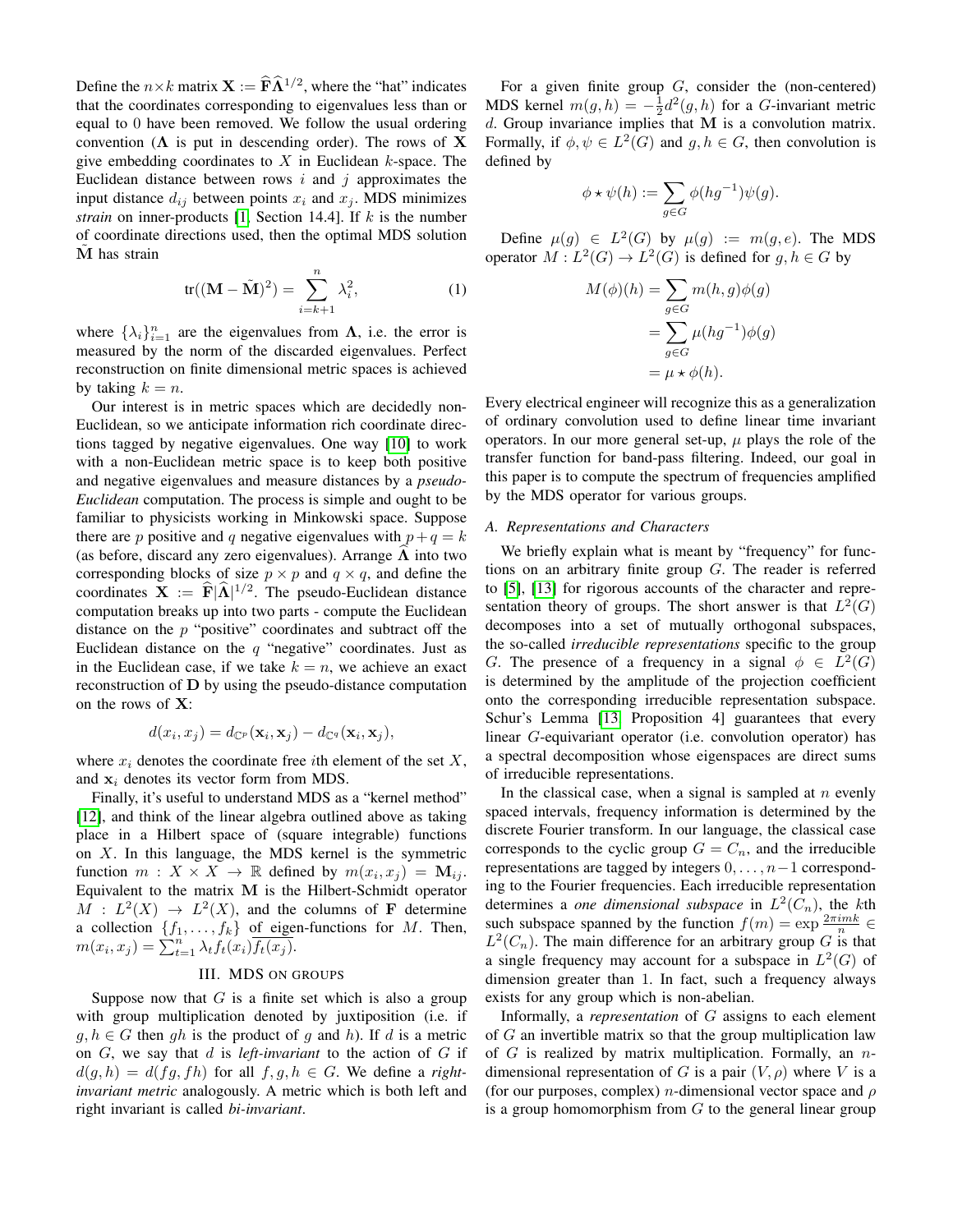Define the $n \times k$ matrix $\mathbf{X} := \widehat{\mathbf{F}}\widehat{\mathbf{\Lambda}}^{1/2}$, where the "hat" indicates that the coordinates corresponding to eigenvalues less than or equal to 0 have been removed. We follow the usual ordering convention ($\mathbf{\Lambda}$ is put in descending order). The rows of $\mathbf{X}$ give embedding coordinates to $X$ in Euclidean $k$-space. The Euclidean distance between rows $i$ and $j$ approximates the input distance $d_{ij}$ between points $x_i$ and $x_j$. MDS minimizes *strain* on inner-products [1, Section 14.4]. If $k$ is the number of coordinate directions used, then the optimal MDS solution $\tilde{\mathbf{M}}$ has strain

$$\mathrm{tr}((\mathbf{M} - \tilde{\mathbf{M}})^2) = \sum_{i=k+1}^{n} \lambda_i^2, \tag{1}$$

where $\{\lambda_i\}_{i=1}^n$ are the eigenvalues from $\mathbf{\Lambda}$, i.e. the error is measured by the norm of the discarded eigenvalues. Perfect reconstruction on finite dimensional metric spaces is achieved by taking $k = n$.

Our interest is in metric spaces which are decidedly non-Euclidean, so we anticipate information rich coordinate directions tagged by negative eigenvalues. One way [10] to work with a non-Euclidean metric space is to keep both positive and negative eigenvalues and measure distances by a *pseudo-Euclidean* computation. The process is simple and ought to be familiar to physicists working in Minkowski space. Suppose there are $p$ positive and $q$ negative eigenvalues with $p+q = k$ (as before, discard any zero eigenvalues). Arrange $\widehat{\mathbf{\Lambda}}$ into two corresponding blocks of size $p \times p$ and $q \times q$, and define the coordinates $\mathbf{X} := \widehat{\mathbf{F}}|\widehat{\mathbf{\Lambda}}|^{1/2}$. The pseudo-Euclidean distance computation breaks up into two parts - compute the Euclidean distance on the $p$ "positive" coordinates and subtract off the Euclidean distance on the $q$ "negative" coordinates. Just as in the Euclidean case, if we take $k = n$, we achieve an exact reconstruction of $\mathbf{D}$ by using the pseudo-distance computation on the rows of $\mathbf{X}$:

$$d(x_i, x_j) = d_{\mathbb{C}^p}(\mathbf{x}_i, \mathbf{x}_j) - d_{\mathbb{C}^q}(\mathbf{x}_i, \mathbf{x}_j),$$

where $x_i$ denotes the coordinate free $i$th element of the set $X$, and $\mathbf{x}_i$ denotes its vector form from MDS.

Finally, it's useful to understand MDS as a "kernel method" [12], and think of the linear algebra outlined above as taking place in a Hilbert space of (square integrable) functions on $X$. In this language, the MDS kernel is the symmetric function $m : X \times X \to \mathbb{R}$ defined by $m(x_i, x_j) = \mathbf{M}_{ij}$. Equivalent to the matrix $\mathbf{M}$ is the Hilbert-Schmidt operator $M : L^2(X) \to L^2(X)$, and the columns of $\mathbf{F}$ determine a collection $\{f_1, \ldots, f_k\}$ of eigen-functions for $M$. Then, $m(x_i, x_j) = \sum_{t=1}^n \lambda_t f_t(x_i)\overline{f_t(x_j)}$.

## III. MDS on groups

Suppose now that $G$ is a finite set which is also a group with group multiplication denoted by juxtiposition (i.e. if $g, h \in G$ then $gh$ is the product of $g$ and $h$). If $d$ is a metric on $G$, we say that $d$ is *left-invariant* to the action of $G$ if $d(g, h) = d(fg, fh)$ for all $f, g, h \in G$. We define a *right-invariant metric* analogously. A metric which is both left and right invariant is called *bi-invariant*.

For a given finite group $G$, consider the (non-centered) MDS kernel $m(g, h) = -\frac{1}{2}d^2(g, h)$ for a $G$-invariant metric $d$. Group invariance implies that $\mathbf{M}$ is a convolution matrix. Formally, if $\phi, \psi \in L^2(G)$ and $g, h \in G$, then convolution is defined by

$$\phi \star \psi(h) := \sum_{g \in G} \phi(hg^{-1})\psi(g).$$

Define $\mu(g) \in L^2(G)$ by $\mu(g) := m(g, e)$. The MDS operator $M : L^2(G) \to L^2(G)$ is defined for $g, h \in G$ by

$$\begin{aligned} M(\phi)(h) &= \sum_{g \in G} m(h, g)\phi(g) \\ &= \sum_{g \in G} \mu(hg^{-1})\phi(g) \\ &= \mu \star \phi(h). \end{aligned}$$

Every electrical engineer will recognize this as a generalization of ordinary convolution used to define linear time invariant operators. In our more general set-up, $\mu$ plays the role of the transfer function for band-pass filtering. Indeed, our goal in this paper is to compute the spectrum of frequencies amplified by the MDS operator for various groups.

### A. Representations and Characters

We briefly explain what is meant by "frequency" for functions on an arbitrary finite group $G$. The reader is referred to [5], [13] for rigorous accounts of the character and representation theory of groups. The short answer is that $L^2(G)$ decomposes into a set of mutually orthogonal subspaces, the so-called *irreducible representations* specific to the group $G$. The presence of a frequency in a signal $\phi \in L^2(G)$ is determined by the amplitude of the projection coefficient onto the corresponding irreducible representation subspace. Schur's Lemma [13, Proposition 4] guarantees that every linear $G$-equivariant operator (i.e. convolution operator) has a spectral decomposition whose eigenspaces are direct sums of irreducible representations.

In the classical case, when a signal is sampled at $n$ evenly spaced intervals, frequency information is determined by the discrete Fourier transform. In our language, the classical case corresponds to the cyclic group $G = C_n$, and the irreducible representations are tagged by integers $0, \ldots, n-1$ corresponding to the Fourier frequencies. Each irreducible representation determines a *one dimensional subspace* in $L^2(C_n)$, the $k$th such subspace spanned by the function $f(m) = \exp \frac{2\pi imk}{n} \in L^2(C_n)$. The main difference for an arbitrary group $G$ is that a single frequency may account for a subspace in $L^2(G)$ of dimension greater than 1. In fact, such a frequency always exists for any group which is non-abelian.

Informally, a *representation* of $G$ assigns to each element of $G$ an invertible matrix so that the group multiplication law of $G$ is realized by matrix multiplication. Formally, an $n$-dimensional representation of $G$ is a pair $(V, \rho)$ where $V$ is a (for our purposes, complex) $n$-dimensional vector space and $\rho$ is a group homomorphism from $G$ to the general linear group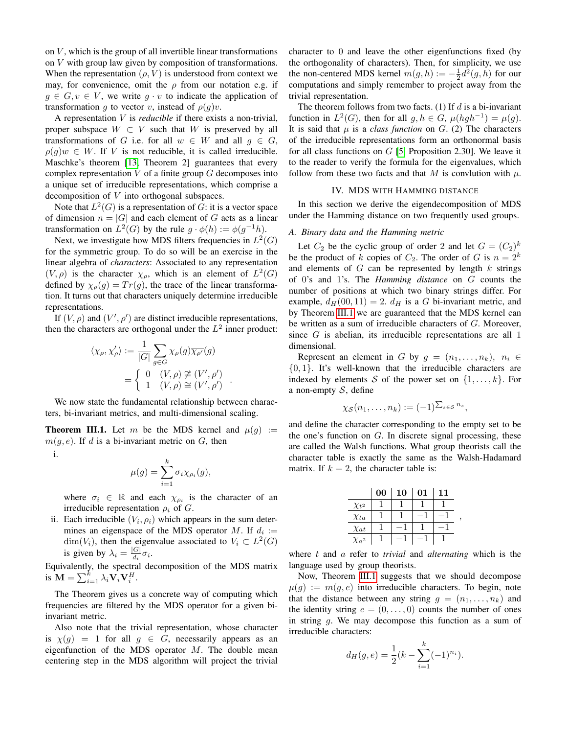on $V$, which is the group of all invertible linear transformations on $V$ with group law given by composition of transformations. When the representation $(\rho, V)$ is understood from context we may, for convenience, omit the $\rho$ from our notation e.g. if $g \in G, v \in V$, we write $g \cdot v$ to indicate the application of transformation $g$ to vector $v$, instead of $\rho(g)v$.

A representation $V$ is *reducible* if there exists a non-trivial, proper subspace $W \subset V$ such that $W$ is preserved by all transformations of $G$ i.e. for all $w \in W$ and all $g \in G$, $\rho(g)w \in W$. If $V$ is not reducible, it is called irreducible. Maschke's theorem [13, Theorem 2] guarantees that every complex representation $V$ of a finite group $G$ decomposes into a unique set of irreducible representations, which comprise a decomposition of $V$ into orthogonal subspaces.

Note that $L^2(G)$ is a representation of $G$: it is a vector space of dimension $n = |G|$ and each element of $G$ acts as a linear transformation on $L^2(G)$ by the rule $g \cdot \phi(h) := \phi(g^{-1}h)$.

Next, we investigate how MDS filters frequencies in $L^2(G)$ for the symmetric group. To do so will be an exercise in the linear algebra of *characters*: Associated to any representation $(V, \rho)$ is the character $\chi_\rho$, which is an element of $L^2(G)$ defined by $\chi_\rho(g) = Tr(g)$, the trace of the linear transformation. It turns out that characters uniquely determine irreducible representations.

If $(V, \rho)$ and $(V', \rho')$ are distinct irreducible representations, then the characters are orthogonal under the $L^2$ inner product:

$$\langle \chi_\rho, \chi'_\rho \rangle := \frac{1}{|G|} \sum_{g \in G} \chi_\rho(g) \overline{\chi_{\rho'}}(g)$$
$$= \begin{cases} 0 & (V, \rho) \not\cong (V', \rho') \\ 1 & (V, \rho) \cong (V', \rho') \end{cases} .$$

We now state the fundamental relationship between characters, bi-invariant metrics, and multi-dimensional scaling.

**Theorem III.1.** Let $m$ be the MDS kernel and $\mu(g) := m(g, e)$. If $d$ is a bi-invariant metric on $G$, then

i.
$$\mu(g) = \sum_{i=1}^{k} \sigma_i \chi_{\rho_i}(g),$$
where $\sigma_i \in \mathbb{R}$ and each $\chi_{\rho_i}$ is the character of an irreducible representation $\rho_i$ of $G$.

ii. Each irreducible $(V_i, \rho_i)$ which appears in the sum determines an eigenspace of the MDS operator $M$. If $d_i := \dim(V_i)$, then the eigenvalue associated to $V_i \subset L^2(G)$ is given by $\lambda_i = \frac{|G|}{d_i} \sigma_i$.

Equivalently, the spectral decomposition of the MDS matrix is $\mathbf{M} = \sum_{i=1}^{k} \lambda_i \mathbf{V}_i \mathbf{V}_i^H$.

The Theorem gives us a concrete way of computing which frequencies are filtered by the MDS operator for a given bi-invariant metric.

Also note that the trivial representation, whose character is $\chi(g) = 1$ for all $g \in G$, necessarily appears as an eigenfunction of the MDS operator $M$. The double mean centering step in the MDS algorithm will project the trivial character to 0 and leave the other eigenfunctions fixed (by the orthogonality of characters). Then, for simplicity, we use the non-centered MDS kernel $m(g, h) := -\frac{1}{2} d^2(g, h)$ for our computations and simply remember to project away from the trivial representation.

The theorem follows from two facts. (1) If $d$ is a bi-invariant function in $L^2(G)$, then for all $g, h \in G$, $\mu(hgh^{-1}) = \mu(g)$. It is said that $\mu$ is a *class function* on $G$. (2) The characters of the irreducible representations form an orthonormal basis for all class functions on $G$ [5, Proposition 2.30]. We leave it to the reader to verify the formula for the eigenvalues, which follow from these two facts and that $M$ is convlution with $\mu$.

## IV. MDS with Hamming distance

In this section we derive the eigendecomposition of MDS under the Hamming distance on two frequently used groups.

### A. Binary data and the Hamming metric

Let $C_2$ be the cyclic group of order 2 and let $G = (C_2)^k$ be the product of $k$ copies of $C_2$. The order of $G$ is $n = 2^k$ and elements of $G$ can be represented by length $k$ strings of 0's and 1's. The *Hamming distance* on $G$ counts the number of positions at which two binary strings differ. For example, $d_H(00, 11) = 2$. $d_H$ is a $G$ bi-invariant metric, and by Theorem III.1 we are guaranteed that the MDS kernel can be written as a sum of irreducible characters of $G$. Moreover, since $G$ is abelian, its irreducible representations are all 1 dimensional.

Represent an element in $G$ by $g = (n_1, \dots, n_k)$, $n_i \in \{0, 1\}$. It's well-known that the irreducible characters are indexed by elements $\mathcal{S}$ of the power set on $\{1, \dots, k\}$. For a non-empty $\mathcal{S}$, define

$$\chi_{\mathcal{S}}(n_1, \dots, n_k) := (-1)^{\sum_{s \in \mathcal{S}} n_s},$$

and define the character corresponding to the empty set to be the one's function on $G$. In discrete signal processing, these are called the Walsh functions. What group theorists call the character table is exactly the same as the Walsh-Hadamard matrix. If $k = 2$, the character table is:

| | **00** | **10** | **01** | **11** |
|---|---|---|---|---|
| $\chi_{t^2}$ | 1 | 1 | 1 | 1 |
| $\chi_{ta}$ | 1 | 1 | $-1$ | $-1$ |
| $\chi_{at}$ | 1 | $-1$ | 1 | $-1$ |
| $\chi_{a^2}$ | 1 | $-1$ | $-1$ | 1 |

where $t$ and $a$ refer to *trivial* and *alternating* which is the language used by group theorists.

Now, Theorem III.1 suggests that we should decompose $\mu(g) := m(g, e)$ into irreducible characters. To begin, note that the distance between any string $g = (n_1, \dots, n_k)$ and the identity string $e = (0, \dots, 0)$ counts the number of ones in string $g$. We may decompose this function as a sum of irreducible characters:

$$d_H(g, e) = \frac{1}{2}(k - \sum_{i=1}^{k} (-1)^{n_i}).$$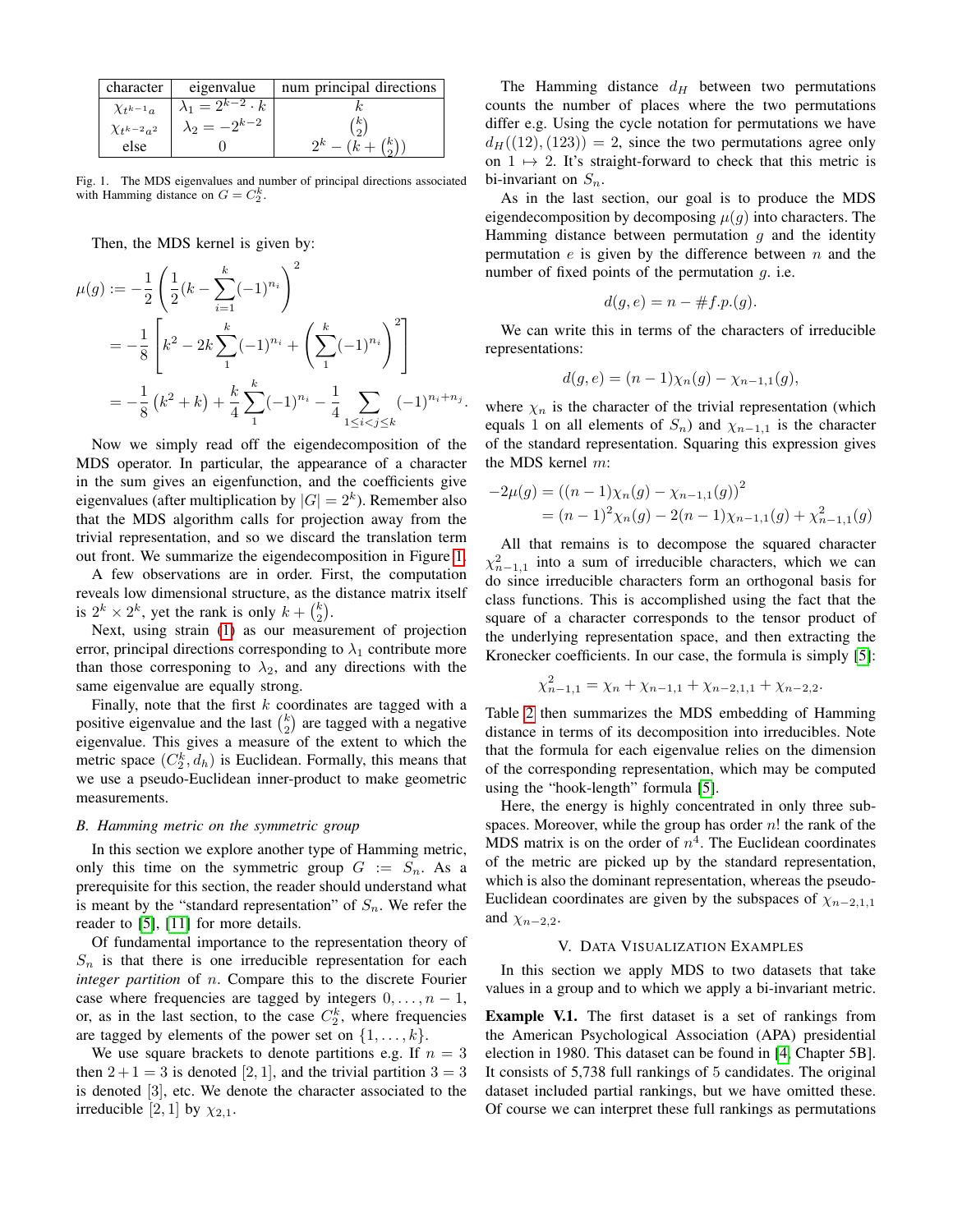| character | eigenvalue | num principal directions |
|---|---|---|
| $\chi_{t^{k-1}a}$ | $\lambda_1 = 2^{k-2} \cdot k$ | $k$ |
| $\chi_{t^{k-2}a^2}$ | $\lambda_2 = -2^{k-2}$ | $\binom{k}{2}$ |
| else | $0$ | $2^k - (k + \binom{k}{2}))$ |

Fig. 1. The MDS eigenvalues and number of principal directions associated with Hamming distance on $G = C_2^k$.

Then, the MDS kernel is given by:

$$\begin{aligned}
\mu(g) &:= -\frac{1}{2}\left(\frac{1}{2}(k - \sum_{i=1}^{k}(-1)^{n_i}\right)^2 \\
&= -\frac{1}{8}\left[k^2 - 2k\sum_{1}^{k}(-1)^{n_i} + \left(\sum_{1}^{k}(-1)^{n_i}\right)^2\right] \\
&= -\frac{1}{8}\left(k^2 + k\right) + \frac{k}{4}\sum_{1}^{k}(-1)^{n_i} - \frac{1}{4}\sum_{1 \le i < j \le k}(-1)^{n_i + n_j}.
\end{aligned}$$

Now we simply read off the eigendecomposition of the MDS operator. In particular, the appearance of a character in the sum gives an eigenfunction, and the coefficients give eigenvalues (after multiplication by $|G| = 2^k$). Remember also that the MDS algorithm calls for projection away from the trivial representation, and so we discard the translation term out front. We summarize the eigendecomposition in Figure 1.

A few observations are in order. First, the computation reveals low dimensional structure, as the distance matrix itself is $2^k \times 2^k$, yet the rank is only $k + \binom{k}{2}$.

Next, using strain (1) as our measurement of projection error, principal directions corresponding to $\lambda_1$ contribute more than those corresponing to $\lambda_2$, and any directions with the same eigenvalue are equally strong.

Finally, note that the first $k$ coordinates are tagged with a positive eigenvalue and the last $\binom{k}{2}$ are tagged with a negative eigenvalue. This gives a measure of the extent to which the metric space $(C_2^k, d_h)$ is Euclidean. Formally, this means that we use a pseudo-Euclidean inner-product to make geometric measurements.

### B. Hamming metric on the symmetric group

In this section we explore another type of Hamming metric, only this time on the symmetric group $G := S_n$. As a prerequisite for this section, the reader should understand what is meant by the "standard representation" of $S_n$. We refer the reader to [5], [11] for more details.

Of fundamental importance to the representation theory of $S_n$ is that there is one irreducible representation for each *integer partition* of $n$. Compare this to the discrete Fourier case where frequencies are tagged by integers $0, \ldots, n-1$, or, as in the last section, to the case $C_2^k$, where frequencies are tagged by elements of the power set on $\{1, \ldots, k\}$.

We use square brackets to denote partitions e.g. If $n = 3$ then $2+1 = 3$ is denoted $[2, 1]$, and the trivial partition $3 = 3$ is denoted $[3]$, etc. We denote the character associated to the irreducible $[2, 1]$ by $\chi_{2,1}$.

The Hamming distance $d_H$ between two permutations counts the number of places where the two permutations differ e.g. Using the cycle notation for permutations we have $d_H((12), (123)) = 2$, since the two permutations agree only on $1 \mapsto 2$. It's straight-forward to check that this metric is bi-invariant on $S_n$.

As in the last section, our goal is to produce the MDS eigendecomposition by decomposing $\mu(g)$ into characters. The Hamming distance between permutation $g$ and the identity permutation $e$ is given by the difference between $n$ and the number of fixed points of the permutation $g$. i.e.

$$d(g, e) = n - \#f.p.(g).$$

We can write this in terms of the characters of irreducible representations:

$$d(g, e) = (n-1)\chi_n(g) - \chi_{n-1,1}(g),$$

where $\chi_n$ is the character of the trivial representation (which equals 1 on all elements of $S_n$) and $\chi_{n-1,1}$ is the character of the standard representation. Squaring this expression gives the MDS kernel $m$:

$$\begin{aligned}
-2\mu(g) &= ((n-1)\chi_n(g) - \chi_{n-1,1}(g))^2 \\
&= (n-1)^2\chi_n(g) - 2(n-1)\chi_{n-1,1}(g) + \chi_{n-1,1}^2(g)
\end{aligned}$$

All that remains is to decompose the squared character $\chi_{n-1,1}^2$ into a sum of irreducible characters, which we can do since irreducible characters form an orthogonal basis for class functions. This is accomplished using the fact that the square of a character corresponds to the tensor product of the underlying representation space, and then extracting the Kronecker coefficients. In our case, the formula is simply [5]:

$$\chi_{n-1,1}^2 = \chi_n + \chi_{n-1,1} + \chi_{n-2,1,1} + \chi_{n-2,2}.$$

Table 2 then summarizes the MDS embedding of Hamming distance in terms of its decomposition into irreducibles. Note that the formula for each eigenvalue relies on the dimension of the corresponding representation, which may be computed using the "hook-length" formula [5].

Here, the energy is highly concentrated in only three subspaces. Moreover, while the group has order $n!$ the rank of the MDS matrix is on the order of $n^4$. The Euclidean coordinates of the metric are picked up by the standard representation, which is also the dominant representation, whereas the pseudo-Euclidean coordinates are given by the subspaces of $\chi_{n-2,1,1}$ and $\chi_{n-2,2}$.

## V. Data Visualization Examples

In this section we apply MDS to two datasets that take values in a group and to which we apply a bi-invariant metric.

**Example V.1.** The first dataset is a set of rankings from the American Psychological Association (APA) presidential election in 1980. This dataset can be found in [4, Chapter 5B]. It consists of 5,738 full rankings of 5 candidates. The original dataset included partial rankings, but we have omitted these. Of course we can interpret these full rankings as permutations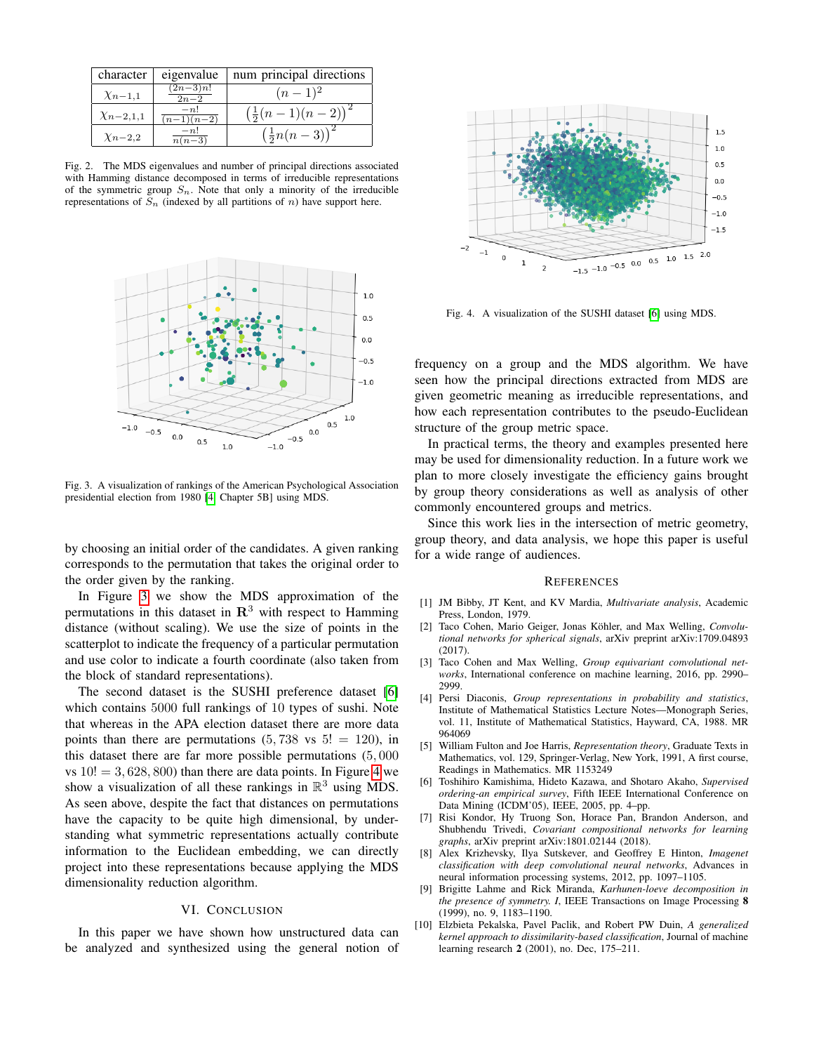| character | eigenvalue | num principal directions |
|---|---|---|
| $\chi_{n-1,1}$ | $\frac{(2n-3)n!}{2n-2}$ | $(n-1)^2$ |
| $\chi_{n-2,1,1}$ | $\frac{-n!}{(n-1)(n-2)}$ | $\left(\frac{1}{2}(n-1)(n-2)\right)^2$ |
| $\chi_{n-2,2}$ | $\frac{-n!}{n(n-3)}$ | $\left(\frac{1}{2}n(n-3)\right)^2$ |

Fig. 2. The MDS eigenvalues and number of principal directions associated with Hamming distance decomposed in terms of irreducible representations of the symmetric group $S_n$. Note that only a minority of the irreducible representations of $S_n$ (indexed by all partitions of $n$) have support here.

Fig. 3. A visualization of rankings of the American Psychological Association presidential election from 1980 [4, Chapter 5B] using MDS.

by choosing an initial order of the candidates. A given ranking corresponds to the permutation that takes the original order to the order given by the ranking.

In Figure 3 we show the MDS approximation of the permutations in this dataset in $\mathbf{R}^3$ with respect to Hamming distance (without scaling). We use the size of points in the scatterplot to indicate the frequency of a particular permutation and use color to indicate a fourth coordinate (also taken from the block of standard representations).

The second dataset is the SUSHI preference dataset [6] which contains 5000 full rankings of 10 types of sushi. Note that whereas in the APA election dataset there are more data points than there are permutations ($5,738$ vs $5! = 120$), in this dataset there are far more possible permutations ($5,000$ vs $10! = 3,628,800$) than there are data points. In Figure 4 we show a visualization of all these rankings in $\mathbb{R}^3$ using MDS. As seen above, despite the fact that distances on permutations have the capacity to be quite high dimensional, by understanding what symmetric representations actually contribute information to the Euclidean embedding, we can directly project into these representations because applying the MDS dimensionality reduction algorithm.

## VI. Conclusion

In this paper we have shown how unstructured data can be analyzed and synthesized using the general notion of frequency on a group and the MDS algorithm. We have seen how the principal directions extracted from MDS are given geometric meaning as irreducible representations, and how each representation contributes to the pseudo-Euclidean structure of the group metric space.

In practical terms, the theory and examples presented here may be used for dimensionality reduction. In a future work we plan to more closely investigate the efficiency gains brought by group theory considerations as well as analysis of other commonly encountered groups and metrics.

Since this work lies in the intersection of metric geometry, group theory, and data analysis, we hope this paper is useful for a wide range of audiences.

Fig. 4. A visualization of the SUSHI dataset [6] using MDS.

## References

[1] JM Bibby, JT Kent, and KV Mardia, *Multivariate analysis*, Academic Press, London, 1979.

[2] Taco Cohen, Mario Geiger, Jonas Köhler, and Max Welling, *Convolutional networks for spherical signals*, arXiv preprint arXiv:1709.04893 (2017).

[3] Taco Cohen and Max Welling, *Group equivariant convolutional networks*, International conference on machine learning, 2016, pp. 2990–2999.

[4] Persi Diaconis, *Group representations in probability and statistics*, Institute of Mathematical Statistics Lecture Notes—Monograph Series, vol. 11, Institute of Mathematical Statistics, Hayward, CA, 1988. MR 964069

[5] William Fulton and Joe Harris, *Representation theory*, Graduate Texts in Mathematics, vol. 129, Springer-Verlag, New York, 1991, A first course, Readings in Mathematics. MR 1153249

[6] Toshihiro Kamishima, Hideto Kazawa, and Shotaro Akaho, *Supervised ordering-an empirical survey*, Fifth IEEE International Conference on Data Mining (ICDM'05), IEEE, 2005, pp. 4–pp.

[7] Risi Kondor, Hy Truong Son, Horace Pan, Brandon Anderson, and Shubhendu Trivedi, *Covariant compositional networks for learning graphs*, arXiv preprint arXiv:1801.02144 (2018).

[8] Alex Krizhevsky, Ilya Sutskever, and Geoffrey E Hinton, *Imagenet classification with deep convolutional neural networks*, Advances in neural information processing systems, 2012, pp. 1097–1105.

[9] Brigitte Lahme and Rick Miranda, *Karhunen-loeve decomposition in the presence of symmetry. I*, IEEE Transactions on Image Processing **8** (1999), no. 9, 1183–1190.

[10] Elzbieta Pekalska, Pavel Paclik, and Robert PW Duin, *A generalized kernel approach to dissimilarity-based classification*, Journal of machine learning research **2** (2001), no. Dec, 175–211.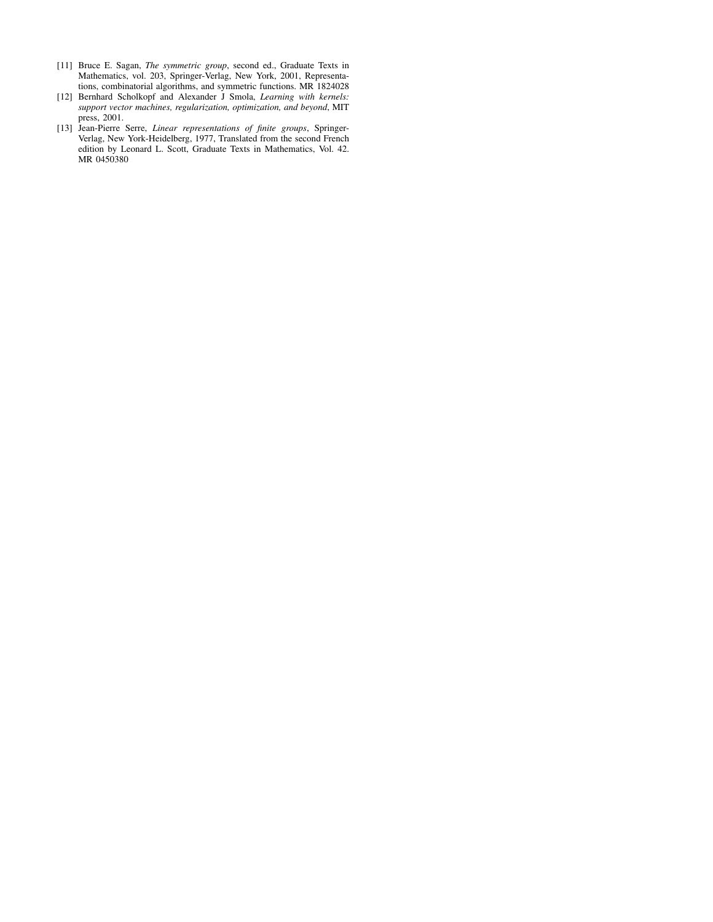[11] Bruce E. Sagan, *The symmetric group*, second ed., Graduate Texts in Mathematics, vol. 203, Springer-Verlag, New York, 2001, Representations, combinatorial algorithms, and symmetric functions. MR 1824028

[12] Bernhard Scholkopf and Alexander J Smola, *Learning with kernels: support vector machines, regularization, optimization, and beyond*, MIT press, 2001.

[13] Jean-Pierre Serre, *Linear representations of finite groups*, Springer-Verlag, New York-Heidelberg, 1977, Translated from the second French edition by Leonard L. Scott, Graduate Texts in Mathematics, Vol. 42. MR 0450380